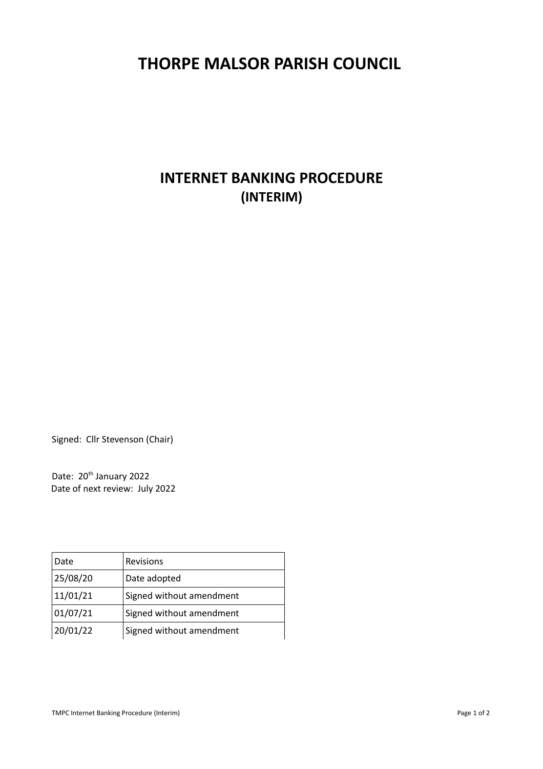# THORPE MALSOR PARISH COUNCIL

## INTERNET BANKING PROCEDURE
## (INTERIM)

Signed: Cllr Stevenson (Chair)

Date: 20th January 2022
Date of next review: July 2022

| Date | Revisions |
|---|---|
| 25/08/20 | Date adopted |
| 11/01/21 | Signed without amendment |
| 01/07/21 | Signed without amendment |
| 20/01/22 | Signed without amendment |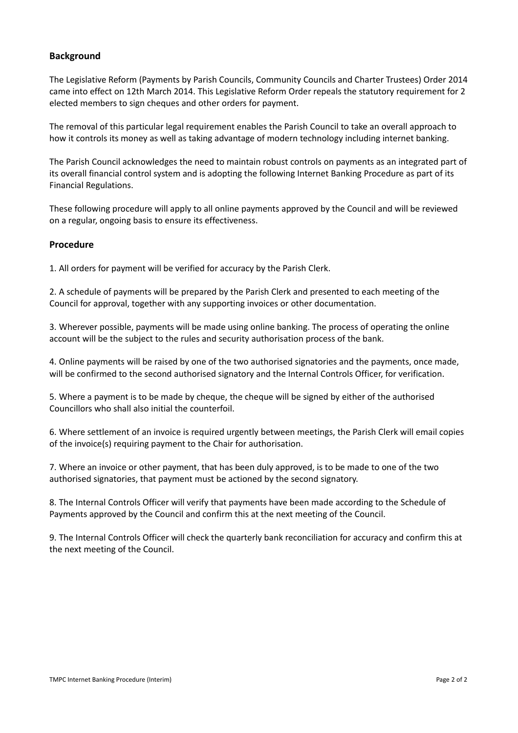## Background

The Legislative Reform (Payments by Parish Councils, Community Councils and Charter Trustees) Order 2014 came into effect on 12th March 2014. This Legislative Reform Order repeals the statutory requirement for 2 elected members to sign cheques and other orders for payment.

The removal of this particular legal requirement enables the Parish Council to take an overall approach to how it controls its money as well as taking advantage of modern technology including internet banking.

The Parish Council acknowledges the need to maintain robust controls on payments as an integrated part of its overall financial control system and is adopting the following Internet Banking Procedure as part of its Financial Regulations.

These following procedure will apply to all online payments approved by the Council and will be reviewed on a regular, ongoing basis to ensure its effectiveness.

## Procedure

1. All orders for payment will be verified for accuracy by the Parish Clerk.

2. A schedule of payments will be prepared by the Parish Clerk and presented to each meeting of the Council for approval, together with any supporting invoices or other documentation.

3. Wherever possible, payments will be made using online banking. The process of operating the online account will be the subject to the rules and security authorisation process of the bank.

4. Online payments will be raised by one of the two authorised signatories and the payments, once made, will be confirmed to the second authorised signatory and the Internal Controls Officer, for verification.

5. Where a payment is to be made by cheque, the cheque will be signed by either of the authorised Councillors who shall also initial the counterfoil.

6. Where settlement of an invoice is required urgently between meetings, the Parish Clerk will email copies of the invoice(s) requiring payment to the Chair for authorisation.

7. Where an invoice or other payment, that has been duly approved, is to be made to one of the two authorised signatories, that payment must be actioned by the second signatory.

8. The Internal Controls Officer will verify that payments have been made according to the Schedule of Payments approved by the Council and confirm this at the next meeting of the Council.

9. The Internal Controls Officer will check the quarterly bank reconciliation for accuracy and confirm this at the next meeting of the Council.